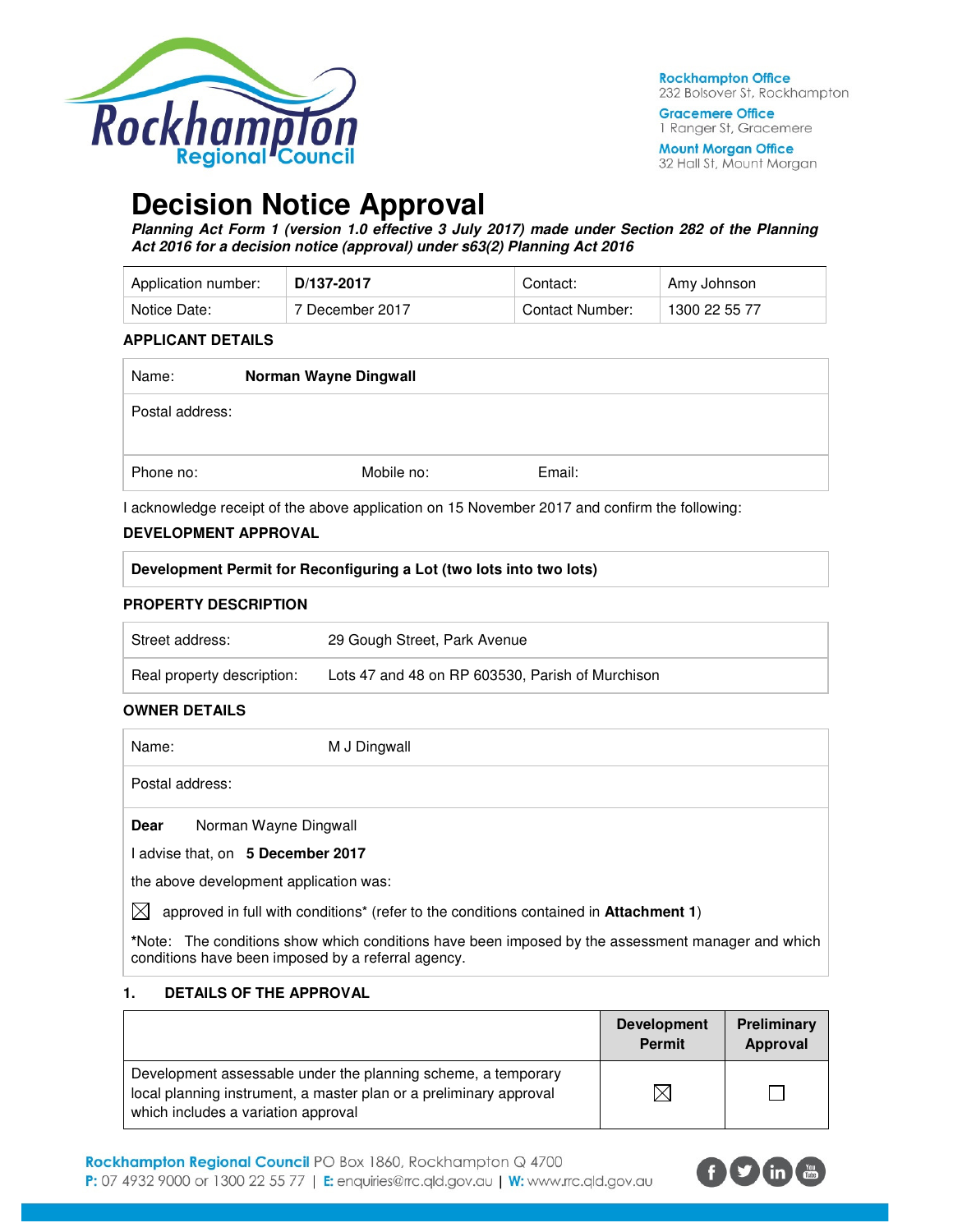Rockhampton Office
232 Bolsover St, Rockhampton

Gracemere Office
1 Ranger St, Gracemere

Mount Morgan Office
32 Hall St, Mount Morgan

# Decision Notice Approval

***Planning Act Form 1 (version 1.0 effective 3 July 2017) made under Section 282 of the Planning Act 2016 for a decision notice (approval) under s63(2) Planning Act 2016***

| Application number: | **D/137-2017** | Contact: | Amy Johnson |
|---|---|---|---|
| Notice Date: | 7 December 2017 | Contact Number: | 1300 22 55 77 |

### APPLICANT DETAILS

| Name: | **Norman Wayne Dingwall** | |
|---|---|---|
| Postal address: | | |
| Phone no: | Mobile no: | Email: |

I acknowledge receipt of the above application on 15 November 2017 and confirm the following:

### DEVELOPMENT APPROVAL

| **Development Permit for Reconfiguring a Lot (two lots into two lots)** |
|---|

### PROPERTY DESCRIPTION

| Street address: | 29 Gough Street, Park Avenue |
|---|---|
| Real property description: | Lots 47 and 48 on RP 603530, Parish of Murchison |

### OWNER DETAILS

| Name: | M J Dingwall |
|---|---|
| Postal address: | |

**Dear** Norman Wayne Dingwall

I advise that, on **5 December 2017**

the above development application was:

☒ approved in full with conditions* (refer to the conditions contained in **Attachment 1**)

***Note:** The conditions show which conditions have been imposed by the assessment manager and which conditions have been imposed by a referral agency.

### 1. DETAILS OF THE APPROVAL

| | Development Permit | Preliminary Approval |
|---|---|---|
| Development assessable under the planning scheme, a temporary local planning instrument, a master plan or a preliminary approval which includes a variation approval | ☒ | ☐ |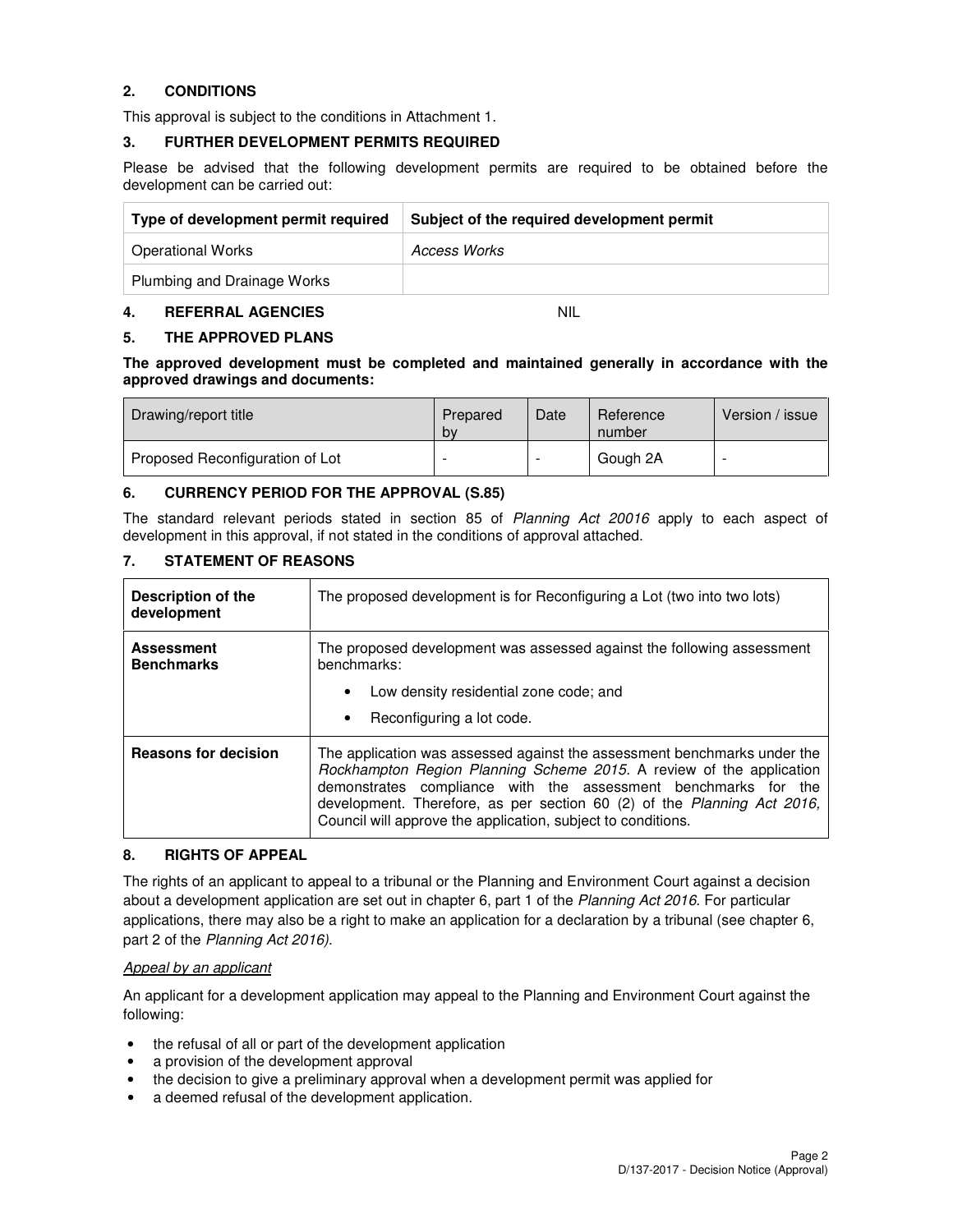## 2. CONDITIONS

This approval is subject to the conditions in Attachment 1.

## 3. FURTHER DEVELOPMENT PERMITS REQUIRED

Please be advised that the following development permits are required to be obtained before the development can be carried out:

| Type of development permit required | Subject of the required development permit |
|---|---|
| Operational Works | *Access Works* |
| Plumbing and Drainage Works | |

## 4. REFERRAL AGENCIES NIL

## 5. THE APPROVED PLANS

**The approved development must be completed and maintained generally in accordance with the approved drawings and documents:**

| Drawing/report title | Prepared by | Date | Reference number | Version / issue |
|---|---|---|---|---|
| Proposed Reconfiguration of Lot | - | - | Gough 2A | - |

## 6. CURRENCY PERIOD FOR THE APPROVAL (S.85)

The standard relevant periods stated in section 85 of *Planning Act 20016* apply to each aspect of development in this approval, if not stated in the conditions of approval attached.

## 7. STATEMENT OF REASONS

| | |
|---|---|
| **Description of the development** | The proposed development is for Reconfiguring a Lot (two into two lots) |
| **Assessment Benchmarks** | The proposed development was assessed against the following assessment benchmarks:<br>• Low density residential zone code; and<br>• Reconfiguring a lot code. |
| **Reasons for decision** | The application was assessed against the assessment benchmarks under the *Rockhampton Region Planning Scheme 2015*. A review of the application demonstrates compliance with the assessment benchmarks for the development. Therefore, as per section 60 (2) of the *Planning Act 2016,* Council will approve the application, subject to conditions. |

## 8. RIGHTS OF APPEAL

The rights of an applicant to appeal to a tribunal or the Planning and Environment Court against a decision about a development application are set out in chapter 6, part 1 of the *Planning Act 2016*. For particular applications, there may also be a right to make an application for a declaration by a tribunal (see chapter 6, part 2 of the *Planning Act 2016).*

*Appeal by an applicant*

An applicant for a development application may appeal to the Planning and Environment Court against the following:

- the refusal of all or part of the development application
- a provision of the development approval
- the decision to give a preliminary approval when a development permit was applied for
- a deemed refusal of the development application.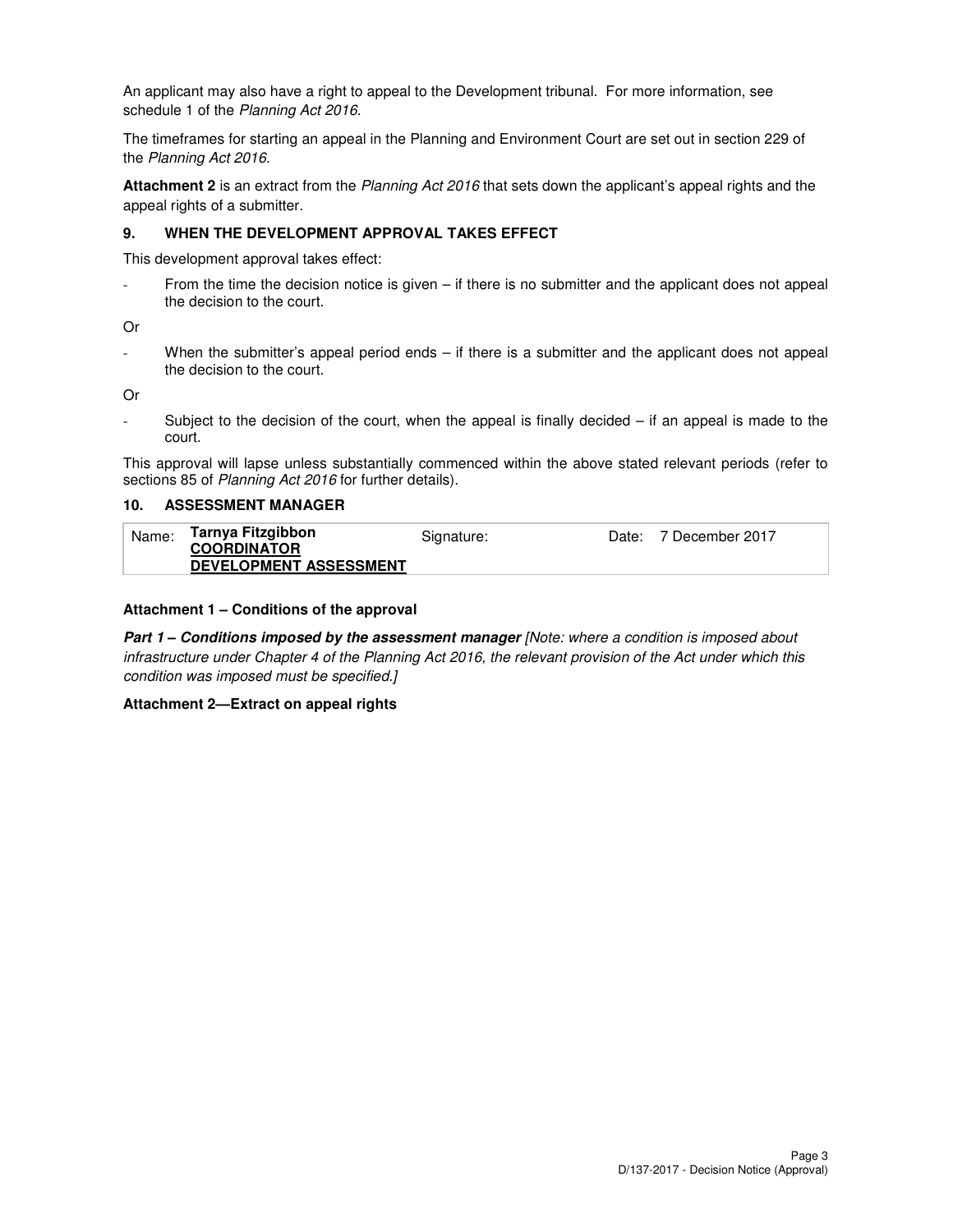An applicant may also have a right to appeal to the Development tribunal. For more information, see schedule 1 of the *Planning Act 2016*.

The timeframes for starting an appeal in the Planning and Environment Court are set out in section 229 of the *Planning Act 2016*.

**Attachment 2** is an extract from the *Planning Act 2016* that sets down the applicant's appeal rights and the appeal rights of a submitter.

## 9. WHEN THE DEVELOPMENT APPROVAL TAKES EFFECT

This development approval takes effect:

- From the time the decision notice is given – if there is no submitter and the applicant does not appeal the decision to the court.

Or

- When the submitter's appeal period ends – if there is a submitter and the applicant does not appeal the decision to the court.

Or

- Subject to the decision of the court, when the appeal is finally decided – if an appeal is made to the court.

This approval will lapse unless substantially commenced within the above stated relevant periods (refer to sections 85 of *Planning Act 2016* for further details).

## 10. ASSESSMENT MANAGER

| Name: | **Tarnya Fitzgibbon** **COORDINATOR DEVELOPMENT ASSESSMENT** | Signature: | Date: 7 December 2017 |
|---|---|---|---|

**Attachment 1 – Conditions of the approval**

***Part 1 – Conditions imposed by the assessment manager*** *[Note: where a condition is imposed about infrastructure under Chapter 4 of the Planning Act 2016, the relevant provision of the Act under which this condition was imposed must be specified.]*

**Attachment 2—Extract on appeal rights**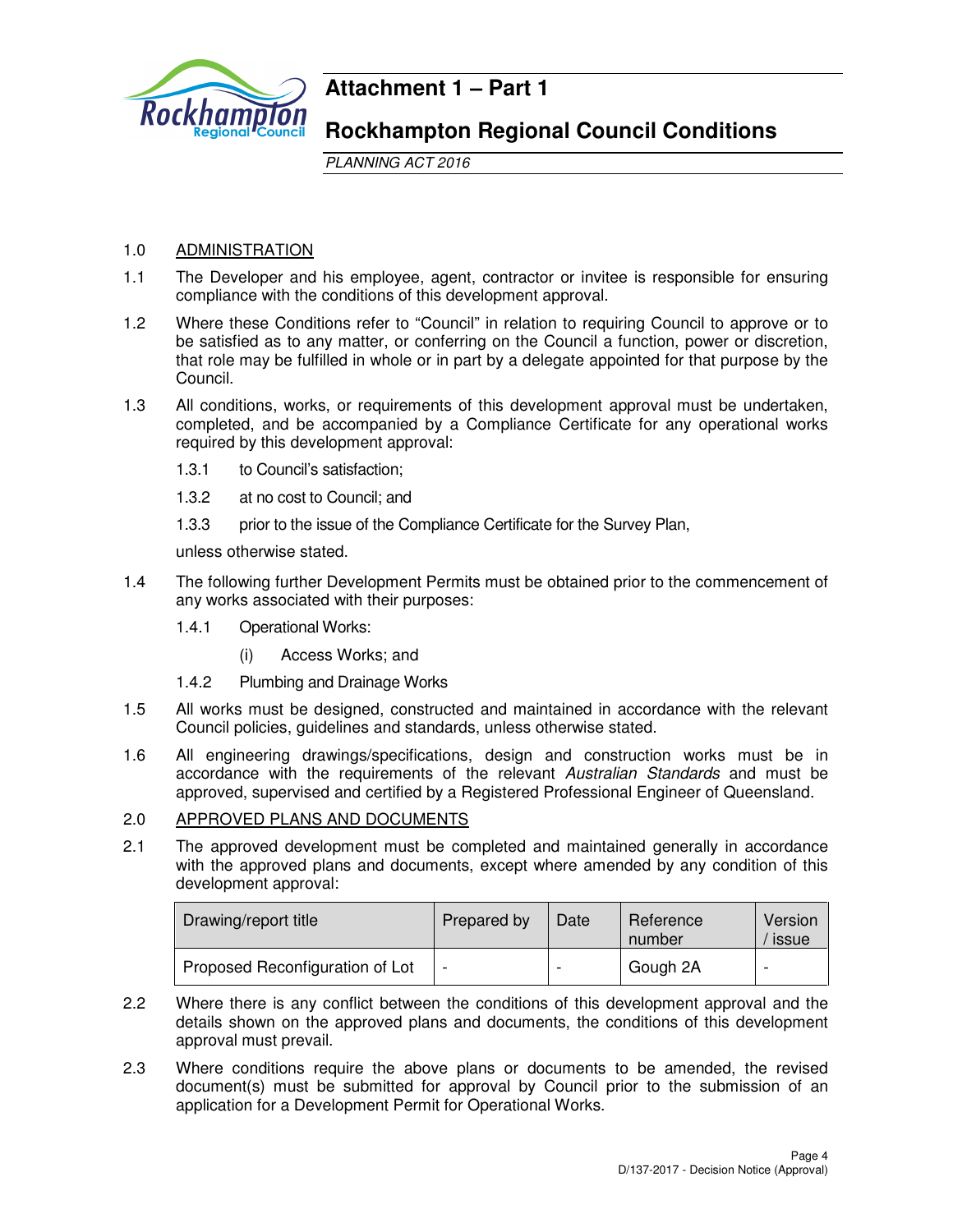# Attachment 1 – Part 1

# Rockhampton Regional Council Conditions

*PLANNING ACT 2016*

1.0 ADMINISTRATION

1.1 The Developer and his employee, agent, contractor or invitee is responsible for ensuring compliance with the conditions of this development approval.

1.2 Where these Conditions refer to "Council" in relation to requiring Council to approve or to be satisfied as to any matter, or conferring on the Council a function, power or discretion, that role may be fulfilled in whole or in part by a delegate appointed for that purpose by the Council.

1.3 All conditions, works, or requirements of this development approval must be undertaken, completed, and be accompanied by a Compliance Certificate for any operational works required by this development approval:

1.3.1 to Council's satisfaction;

1.3.2 at no cost to Council; and

1.3.3 prior to the issue of the Compliance Certificate for the Survey Plan,

unless otherwise stated.

1.4 The following further Development Permits must be obtained prior to the commencement of any works associated with their purposes:

1.4.1 Operational Works:

(i) Access Works; and

1.4.2 Plumbing and Drainage Works

1.5 All works must be designed, constructed and maintained in accordance with the relevant Council policies, guidelines and standards, unless otherwise stated.

1.6 All engineering drawings/specifications, design and construction works must be in accordance with the requirements of the relevant *Australian Standards* and must be approved, supervised and certified by a Registered Professional Engineer of Queensland.

2.0 APPROVED PLANS AND DOCUMENTS

2.1 The approved development must be completed and maintained generally in accordance with the approved plans and documents, except where amended by any condition of this development approval:

| Drawing/report title | Prepared by | Date | Reference number | Version / issue |
|---|---|---|---|---|
| Proposed Reconfiguration of Lot | - | - | Gough 2A | - |

2.2 Where there is any conflict between the conditions of this development approval and the details shown on the approved plans and documents, the conditions of this development approval must prevail.

2.3 Where conditions require the above plans or documents to be amended, the revised document(s) must be submitted for approval by Council prior to the submission of an application for a Development Permit for Operational Works.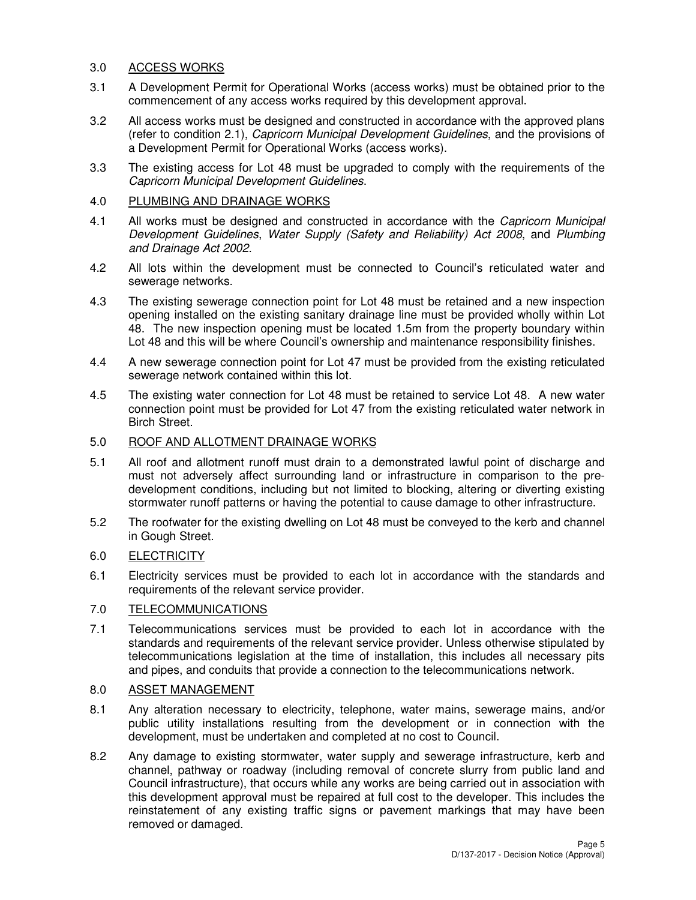## 3.0 ACCESS WORKS

3.1 A Development Permit for Operational Works (access works) must be obtained prior to the commencement of any access works required by this development approval.

3.2 All access works must be designed and constructed in accordance with the approved plans (refer to condition 2.1), *Capricorn Municipal Development Guidelines*, and the provisions of a Development Permit for Operational Works (access works).

3.3 The existing access for Lot 48 must be upgraded to comply with the requirements of the *Capricorn Municipal Development Guidelines*.

## 4.0 PLUMBING AND DRAINAGE WORKS

4.1 All works must be designed and constructed in accordance with the *Capricorn Municipal Development Guidelines*, *Water Supply (Safety and Reliability) Act 2008*, and *Plumbing and Drainage Act 2002.*

4.2 All lots within the development must be connected to Council's reticulated water and sewerage networks.

4.3 The existing sewerage connection point for Lot 48 must be retained and a new inspection opening installed on the existing sanitary drainage line must be provided wholly within Lot 48. The new inspection opening must be located 1.5m from the property boundary within Lot 48 and this will be where Council's ownership and maintenance responsibility finishes.

4.4 A new sewerage connection point for Lot 47 must be provided from the existing reticulated sewerage network contained within this lot.

4.5 The existing water connection for Lot 48 must be retained to service Lot 48. A new water connection point must be provided for Lot 47 from the existing reticulated water network in Birch Street.

## 5.0 ROOF AND ALLOTMENT DRAINAGE WORKS

5.1 All roof and allotment runoff must drain to a demonstrated lawful point of discharge and must not adversely affect surrounding land or infrastructure in comparison to the pre-development conditions, including but not limited to blocking, altering or diverting existing stormwater runoff patterns or having the potential to cause damage to other infrastructure.

5.2 The roofwater for the existing dwelling on Lot 48 must be conveyed to the kerb and channel in Gough Street.

## 6.0 ELECTRICITY

6.1 Electricity services must be provided to each lot in accordance with the standards and requirements of the relevant service provider.

## 7.0 TELECOMMUNICATIONS

7.1 Telecommunications services must be provided to each lot in accordance with the standards and requirements of the relevant service provider. Unless otherwise stipulated by telecommunications legislation at the time of installation, this includes all necessary pits and pipes, and conduits that provide a connection to the telecommunications network.

## 8.0 ASSET MANAGEMENT

8.1 Any alteration necessary to electricity, telephone, water mains, sewerage mains, and/or public utility installations resulting from the development or in connection with the development, must be undertaken and completed at no cost to Council.

8.2 Any damage to existing stormwater, water supply and sewerage infrastructure, kerb and channel, pathway or roadway (including removal of concrete slurry from public land and Council infrastructure), that occurs while any works are being carried out in association with this development approval must be repaired at full cost to the developer. This includes the reinstatement of any existing traffic signs or pavement markings that may have been removed or damaged.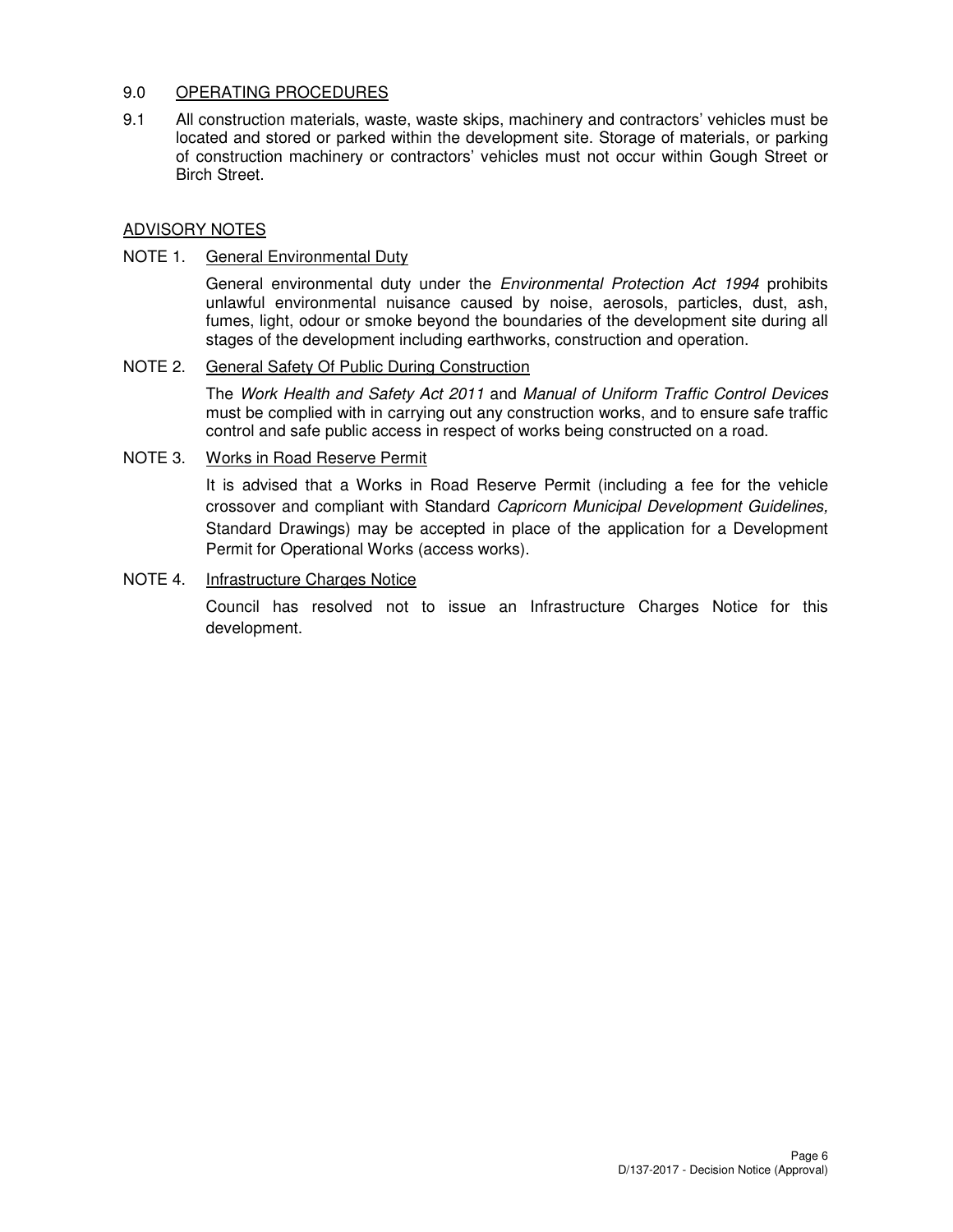## 9.0 OPERATING PROCEDURES

9.1 All construction materials, waste, waste skips, machinery and contractors' vehicles must be located and stored or parked within the development site. Storage of materials, or parking of construction machinery or contractors' vehicles must not occur within Gough Street or Birch Street.

## ADVISORY NOTES

NOTE 1. General Environmental Duty

General environmental duty under the *Environmental Protection Act 1994* prohibits unlawful environmental nuisance caused by noise, aerosols, particles, dust, ash, fumes, light, odour or smoke beyond the boundaries of the development site during all stages of the development including earthworks, construction and operation.

NOTE 2. General Safety Of Public During Construction

The *Work Health and Safety Act 2011* and *Manual of Uniform Traffic Control Devices* must be complied with in carrying out any construction works, and to ensure safe traffic control and safe public access in respect of works being constructed on a road.

NOTE 3. Works in Road Reserve Permit

It is advised that a Works in Road Reserve Permit (including a fee for the vehicle crossover and compliant with Standard *Capricorn Municipal Development Guidelines,* Standard Drawings) may be accepted in place of the application for a Development Permit for Operational Works (access works).

NOTE 4. Infrastructure Charges Notice

Council has resolved not to issue an Infrastructure Charges Notice for this development.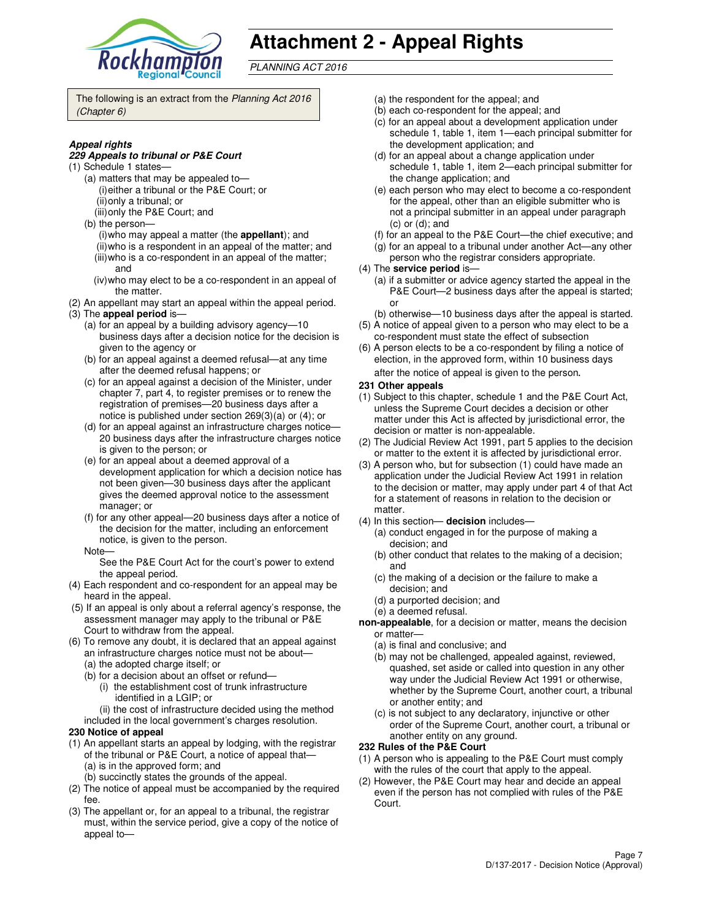# Attachment 2 - Appeal Rights

*PLANNING ACT 2016*

The following is an extract from the *Planning Act 2016 (Chapter 6)*

***Appeal rights***

***229 Appeals to tribunal or P&E Court***

(1) Schedule 1 states—
  (a) matters that may be appealed to—
    (i) either a tribunal or the P&E Court; or
    (ii) only a tribunal; or
    (iii) only the P&E Court; and
  (b) the person—
    (i) who may appeal a matter (the **appellant**); and
    (ii) who is a respondent in an appeal of the matter; and
    (iii) who is a co-respondent in an appeal of the matter; and
    (iv) who may elect to be a co-respondent in an appeal of the matter.

(2) An appellant may start an appeal within the appeal period.

(3) The **appeal period** is—
  (a) for an appeal by a building advisory agency—10 business days after a decision notice for the decision is given to the agency or
  (b) for an appeal against a deemed refusal—at any time after the deemed refusal happens; or
  (c) for an appeal against a decision of the Minister, under chapter 7, part 4, to register premises or to renew the registration of premises—20 business days after a notice is published under section 269(3)(a) or (4); or
  (d) for an appeal against an infrastructure charges notice—20 business days after the infrastructure charges notice is given to the person; or
  (e) for an appeal about a deemed approval of a development application for which a decision notice has not been given—30 business days after the applicant gives the deemed approval notice to the assessment manager; or
  (f) for any other appeal—20 business days after a notice of the decision for the matter, including an enforcement notice, is given to the person.

  Note—
  See the P&E Court Act for the court's power to extend the appeal period.

(4) Each respondent and co-respondent for an appeal may be heard in the appeal.

(5) If an appeal is only about a referral agency's response, the assessment manager may apply to the tribunal or P&E Court to withdraw from the appeal.

(6) To remove any doubt, it is declared that an appeal against an infrastructure charges notice must not be about—
  (a) the adopted charge itself; or
  (b) for a decision about an offset or refund—
    (i) the establishment cost of trunk infrastructure identified in a LGIP; or
    (ii) the cost of infrastructure decided using the method included in the local government's charges resolution.

**230 Notice of appeal**

(1) An appellant starts an appeal by lodging, with the registrar of the tribunal or P&E Court, a notice of appeal that—
  (a) is in the approved form; and
  (b) succinctly states the grounds of the appeal.

(2) The notice of appeal must be accompanied by the required fee.

(3) The appellant or, for an appeal to a tribunal, the registrar must, within the service period, give a copy of the notice of appeal to—
  (a) the respondent for the appeal; and
  (b) each co-respondent for the appeal; and
  (c) for an appeal about a development application under schedule 1, table 1, item 1—each principal submitter for the development application; and
  (d) for an appeal about a change application under schedule 1, table 1, item 2—each principal submitter for the change application; and
  (e) each person who may elect to become a co-respondent for the appeal, other than an eligible submitter who is not a principal submitter in an appeal under paragraph (c) or (d); and
  (f) for an appeal to the P&E Court—the chief executive; and
  (g) for an appeal to a tribunal under another Act—any other person who the registrar considers appropriate.

(4) The **service period** is—
  (a) if a submitter or advice agency started the appeal in the P&E Court—2 business days after the appeal is started; or
  (b) otherwise—10 business days after the appeal is started.

(5) A notice of appeal given to a person who may elect to be a co-respondent must state the effect of subsection

(6) A person elects to be a co-respondent by filing a notice of election, in the approved form, within 10 business days after the notice of appeal is given to the person.

**231 Other appeals**

(1) Subject to this chapter, schedule 1 and the P&E Court Act, unless the Supreme Court decides a decision or other matter under this Act is affected by jurisdictional error, the decision or matter is non-appealable.

(2) The Judicial Review Act 1991, part 5 applies to the decision or matter to the extent it is affected by jurisdictional error.

(3) A person who, but for subsection (1) could have made an application under the Judicial Review Act 1991 in relation to the decision or matter, may apply under part 4 of that Act for a statement of reasons in relation to the decision or matter.

(4) In this section— **decision** includes—
  (a) conduct engaged in for the purpose of making a decision; and
  (b) other conduct that relates to the making of a decision; and
  (c) the making of a decision or the failure to make a decision; and
  (d) a purported decision; and
  (e) a deemed refusal.

**non-appealable**, for a decision or matter, means the decision or matter—
  (a) is final and conclusive; and
  (b) may not be challenged, appealed against, reviewed, quashed, set aside or called into question in any other way under the Judicial Review Act 1991 or otherwise, whether by the Supreme Court, another court, a tribunal or another entity; and
  (c) is not subject to any declaratory, injunctive or other order of the Supreme Court, another court, a tribunal or another entity on any ground.

**232 Rules of the P&E Court**

(1) A person who is appealing to the P&E Court must comply with the rules of the court that apply to the appeal.

(2) However, the P&E Court may hear and decide an appeal even if the person has not complied with rules of the P&E Court.

D/137-2017 - Decision Notice (Approval)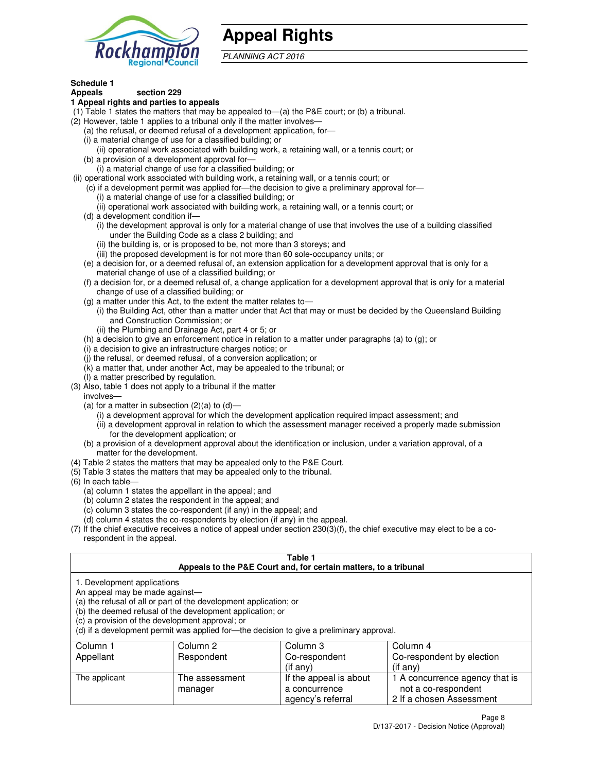# Appeal Rights

*PLANNING ACT 2016*

**Schedule 1**
**Appeals** section 229

**1 Appeal rights and parties to appeals**

(1) Table 1 states the matters that may be appealed to—(a) the P&E court; or (b) a tribunal.

(2) However, table 1 applies to a tribunal only if the matter involves—

(a) the refusal, or deemed refusal of a development application, for—

(i) a material change of use for a classified building; or

(ii) operational work associated with building work, a retaining wall, or a tennis court; or

(b) a provision of a development approval for—

(i) a material change of use for a classified building; or

(ii) operational work associated with building work, a retaining wall, or a tennis court; or

(c) if a development permit was applied for—the decision to give a preliminary approval for—

(i) a material change of use for a classified building; or

(ii) operational work associated with building work, a retaining wall, or a tennis court; or

(d) a development condition if—

(i) the development approval is only for a material change of use that involves the use of a building classified under the Building Code as a class 2 building; and

(ii) the building is, or is proposed to be, not more than 3 storeys; and

(iii) the proposed development is for not more than 60 sole-occupancy units; or

(e) a decision for, or a deemed refusal of, an extension application for a development approval that is only for a material change of use of a classified building; or

(f) a decision for, or a deemed refusal of, a change application for a development approval that is only for a material change of use of a classified building; or

(g) a matter under this Act, to the extent the matter relates to—

(i) the Building Act, other than a matter under that Act that may or must be decided by the Queensland Building and Construction Commission; or

(ii) the Plumbing and Drainage Act, part 4 or 5; or

(h) a decision to give an enforcement notice in relation to a matter under paragraphs (a) to (g); or

(i) a decision to give an infrastructure charges notice; or

(j) the refusal, or deemed refusal, of a conversion application; or

(k) a matter that, under another Act, may be appealed to the tribunal; or

(l) a matter prescribed by regulation.

(3) Also, table 1 does not apply to a tribunal if the matter involves—

(a) for a matter in subsection (2)(a) to (d)—

(i) a development approval for which the development application required impact assessment; and

(ii) a development approval in relation to which the assessment manager received a properly made submission for the development application; or

(b) a provision of a development approval about the identification or inclusion, under a variation approval, of a matter for the development.

(4) Table 2 states the matters that may be appealed only to the P&E Court.

(5) Table 3 states the matters that may be appealed only to the tribunal.

(6) In each table—

(a) column 1 states the appellant in the appeal; and

(b) column 2 states the respondent in the appeal; and

(c) column 3 states the co-respondent (if any) in the appeal; and

(d) column 4 states the co-respondents by election (if any) in the appeal.

(7) If the chief executive receives a notice of appeal under section 230(3)(f), the chief executive may elect to be a co-respondent in the appeal.

**Table 1**
**Appeals to the P&E Court and, for certain matters, to a tribunal**

1. Development applications

An appeal may be made against—

(a) the refusal of all or part of the development application; or

(b) the deemed refusal of the development application; or

(c) a provision of the development approval; or

(d) if a development permit was applied for—the decision to give a preliminary approval.

| Column 1<br>Appellant | Column 2<br>Respondent | Column 3<br>Co-respondent<br>(if any) | Column 4<br>Co-respondent by election<br>(if any) |
|---|---|---|---|
| The applicant | The assessment manager | If the appeal is about a concurrence agency's referral | 1 A concurrence agency that is not a co-respondent<br>2 If a chosen Assessment |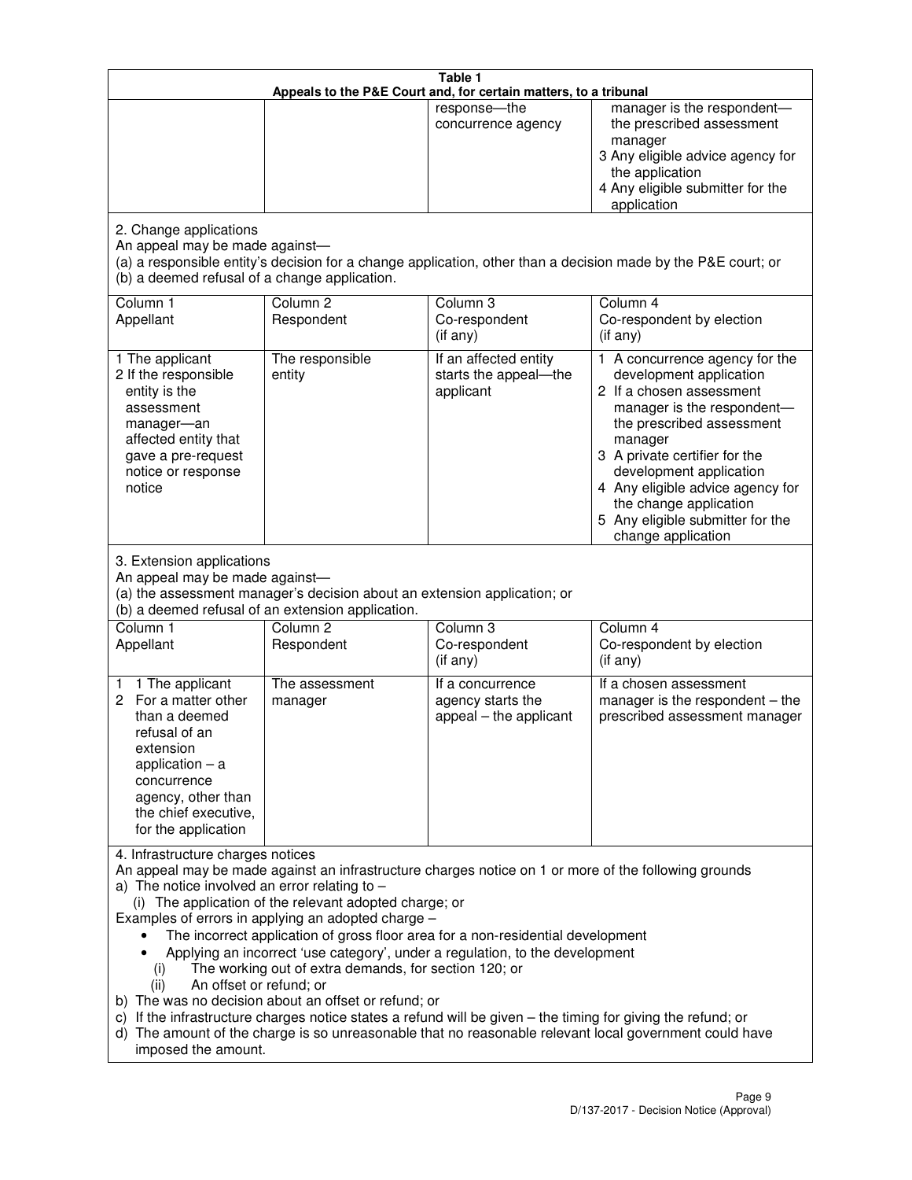**Table 1**
**Appeals to the P&E Court and, for certain matters, to a tribunal**

| | | | |
|---|---|---|---|
| | | response—the concurrence agency | manager is the respondent—the prescribed assessment manager<br>3 Any eligible advice agency for the application<br>4 Any eligible submitter for the application |

2. Change applications
An appeal may be made against—
(a) a responsible entity's decision for a change application, other than a decision made by the P&E court; or
(b) a deemed refusal of a change application.

| Column 1<br>Appellant | Column 2<br>Respondent | Column 3<br>Co-respondent<br>(if any) | Column 4<br>Co-respondent by election<br>(if any) |
|---|---|---|---|
| 1 The applicant<br>2 If the responsible entity is the assessment manager—an affected entity that gave a pre-request notice or response notice | The responsible entity | If an affected entity starts the appeal—the applicant | 1 A concurrence agency for the development application<br>2 If a chosen assessment manager is the respondent—the prescribed assessment manager<br>3 A private certifier for the development application<br>4 Any eligible advice agency for the change application<br>5 Any eligible submitter for the change application |

3. Extension applications
An appeal may be made against—
(a) the assessment manager's decision about an extension application; or
(b) a deemed refusal of an extension application.

| Column 1<br>Appellant | Column 2<br>Respondent | Column 3<br>Co-respondent<br>(if any) | Column 4<br>Co-respondent by election<br>(if any) |
|---|---|---|---|
| 1 1 The applicant<br>2 For a matter other than a deemed refusal of an extension application – a concurrence agency, other than the chief executive, for the application | The assessment manager | If a concurrence agency starts the appeal – the applicant | If a chosen assessment manager is the respondent – the prescribed assessment manager |

4. Infrastructure charges notices
An appeal may be made against an infrastructure charges notice on 1 or more of the following grounds
a) The notice involved an error relating to –
(i) The application of the relevant adopted charge; or
Examples of errors in applying an adopted charge –
- The incorrect application of gross floor area for a non-residential development
- Applying an incorrect 'use category', under a regulation, to the development
(i) The working out of extra demands, for section 120; or
(ii) An offset or refund; or
b) The was no decision about an offset or refund; or
c) If the infrastructure charges notice states a refund will be given – the timing for giving the refund; or
d) The amount of the charge is so unreasonable that no reasonable relevant local government could have imposed the amount.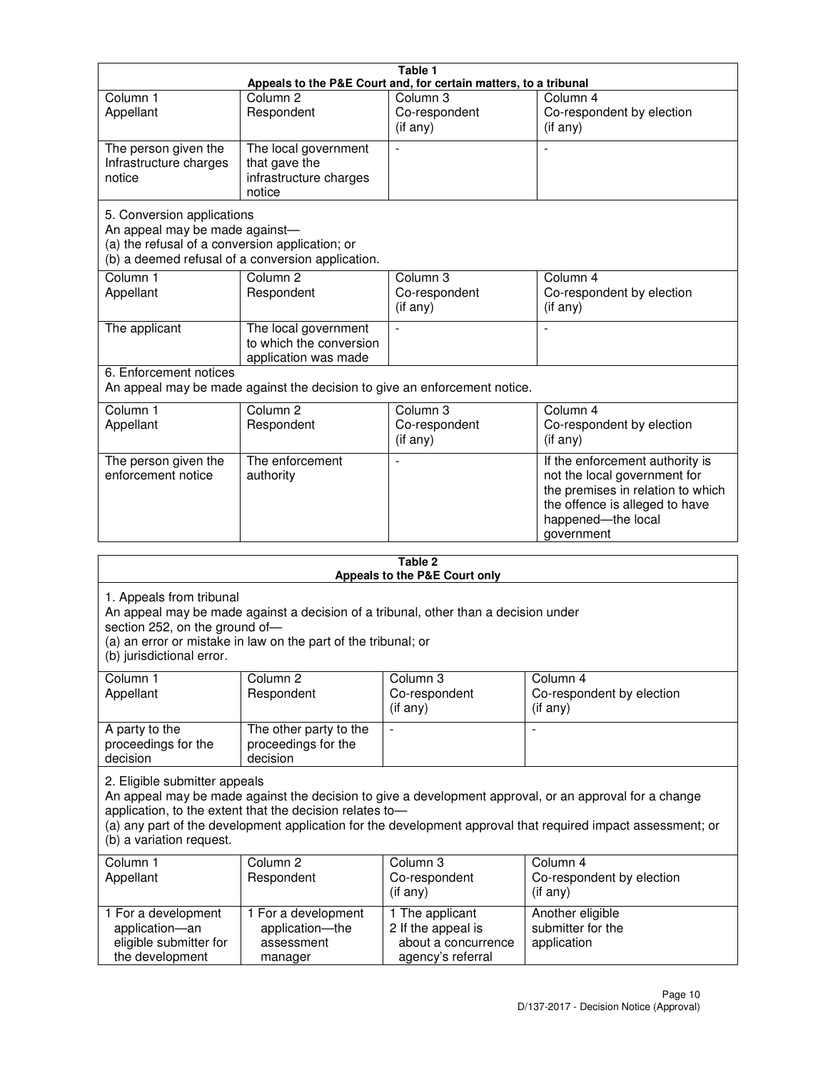**Table 1**
**Appeals to the P&E Court and, for certain matters, to a tribunal**

| Column 1<br>Appellant | Column 2<br>Respondent | Column 3<br>Co-respondent<br>(if any) | Column 4<br>Co-respondent by election<br>(if any) |
|---|---|---|---|
| The person given the Infrastructure charges notice | The local government that gave the infrastructure charges notice | - | - |

5. Conversion applications
An appeal may be made against—
(a) the refusal of a conversion application; or
(b) a deemed refusal of a conversion application.

| Column 1<br>Appellant | Column 2<br>Respondent | Column 3<br>Co-respondent<br>(if any) | Column 4<br>Co-respondent by election<br>(if any) |
|---|---|---|---|
| The applicant | The local government to which the conversion application was made | - | - |

6. Enforcement notices
An appeal may be made against the decision to give an enforcement notice.

| Column 1<br>Appellant | Column 2<br>Respondent | Column 3<br>Co-respondent<br>(if any) | Column 4<br>Co-respondent by election<br>(if any) |
|---|---|---|---|
| The person given the enforcement notice | The enforcement authority | - | If the enforcement authority is not the local government for the premises in relation to which the offence is alleged to have happened—the local government |

**Table 2**
**Appeals to the P&E Court only**

1. Appeals from tribunal
An appeal may be made against a decision of a tribunal, other than a decision under section 252, on the ground of—
(a) an error or mistake in law on the part of the tribunal; or
(b) jurisdictional error.

| Column 1<br>Appellant | Column 2<br>Respondent | Column 3<br>Co-respondent<br>(if any) | Column 4<br>Co-respondent by election<br>(if any) |
|---|---|---|---|
| A party to the proceedings for the decision | The other party to the proceedings for the decision | - | - |

2. Eligible submitter appeals
An appeal may be made against the decision to give a development approval, or an approval for a change application, to the extent that the decision relates to—
(a) any part of the development application for the development approval that required impact assessment; or
(b) a variation request.

| Column 1<br>Appellant | Column 2<br>Respondent | Column 3<br>Co-respondent<br>(if any) | Column 4<br>Co-respondent by election<br>(if any) |
|---|---|---|---|
| 1 For a development application—an eligible submitter for the development | 1 For a development application—the assessment manager | 1 The applicant<br>2 If the appeal is about a concurrence agency's referral | Another eligible submitter for the application |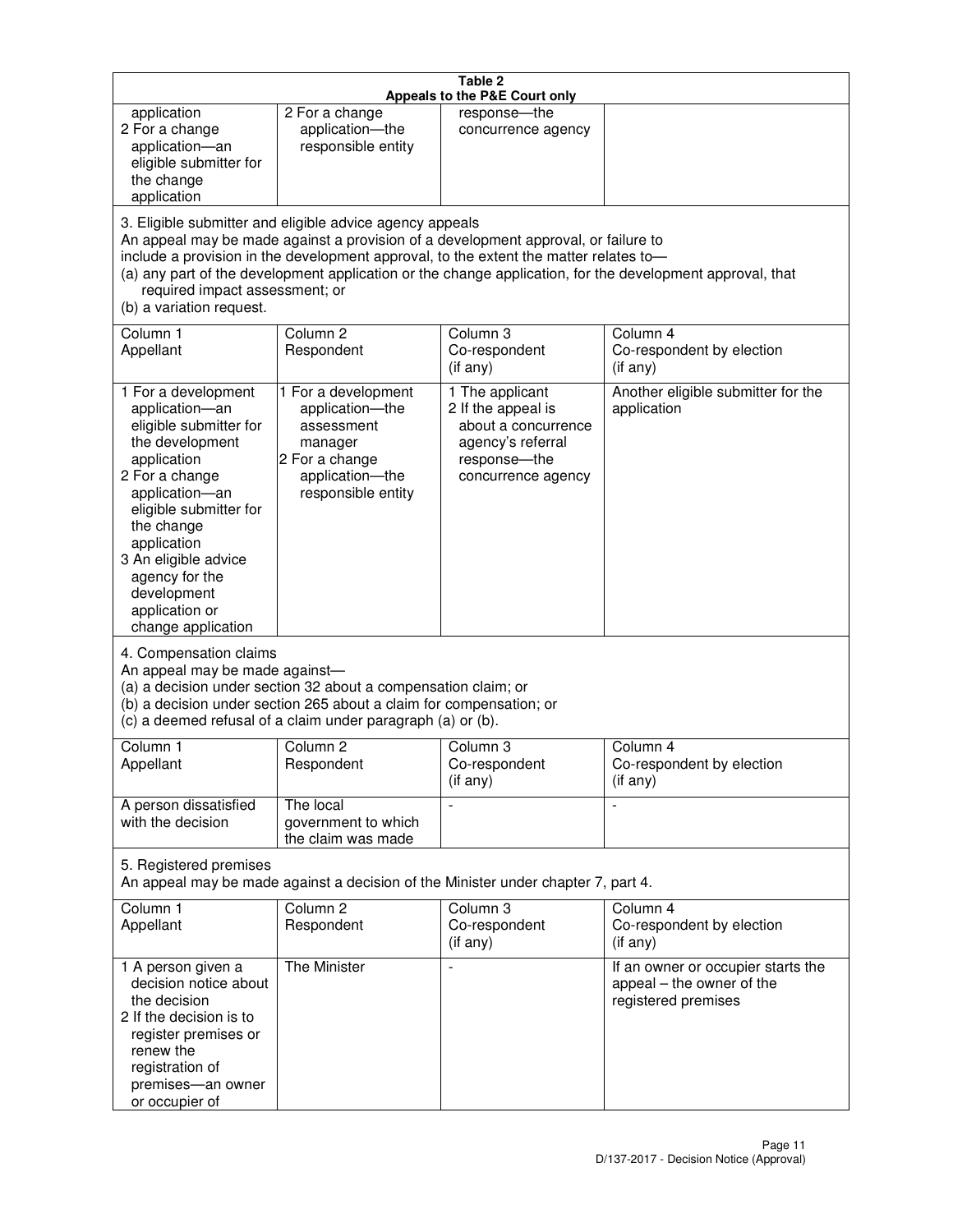**Table 2**
**Appeals to the P&E Court only**

| | | | |
|---|---|---|---|
| application<br>2 For a change application—an eligible submitter for the change application | 2 For a change application—the responsible entity | response—the concurrence agency | |

3. Eligible submitter and eligible advice agency appeals

An appeal may be made against a provision of a development approval, or failure to include a provision in the development approval, to the extent the matter relates to—
(a) any part of the development application or the change application, for the development approval, that required impact assessment; or
(b) a variation request.

| Column 1<br>Appellant | Column 2<br>Respondent | Column 3<br>Co-respondent<br>(if any) | Column 4<br>Co-respondent by election<br>(if any) |
|---|---|---|---|
| 1 For a development application—an eligible submitter for the development application<br>2 For a change application—an eligible submitter for the change application<br>3 An eligible advice agency for the development application or change application | 1 For a development application—the assessment manager<br>2 For a change application—the responsible entity | 1 The applicant<br>2 If the appeal is about a concurrence agency's referral response—the concurrence agency | Another eligible submitter for the application |

4. Compensation claims

An appeal may be made against—
(a) a decision under section 32 about a compensation claim; or
(b) a decision under section 265 about a claim for compensation; or
(c) a deemed refusal of a claim under paragraph (a) or (b).

| Column 1<br>Appellant | Column 2<br>Respondent | Column 3<br>Co-respondent<br>(if any) | Column 4<br>Co-respondent by election<br>(if any) |
|---|---|---|---|
| A person dissatisfied with the decision | The local government to which the claim was made | - | - |

5. Registered premises

An appeal may be made against a decision of the Minister under chapter 7, part 4.

| Column 1<br>Appellant | Column 2<br>Respondent | Column 3<br>Co-respondent<br>(if any) | Column 4<br>Co-respondent by election<br>(if any) |
|---|---|---|---|
| 1 A person given a decision notice about the decision<br>2 If the decision is to register premises or renew the registration of premises—an owner or occupier of | The Minister | - | If an owner or occupier starts the appeal – the owner of the registered premises |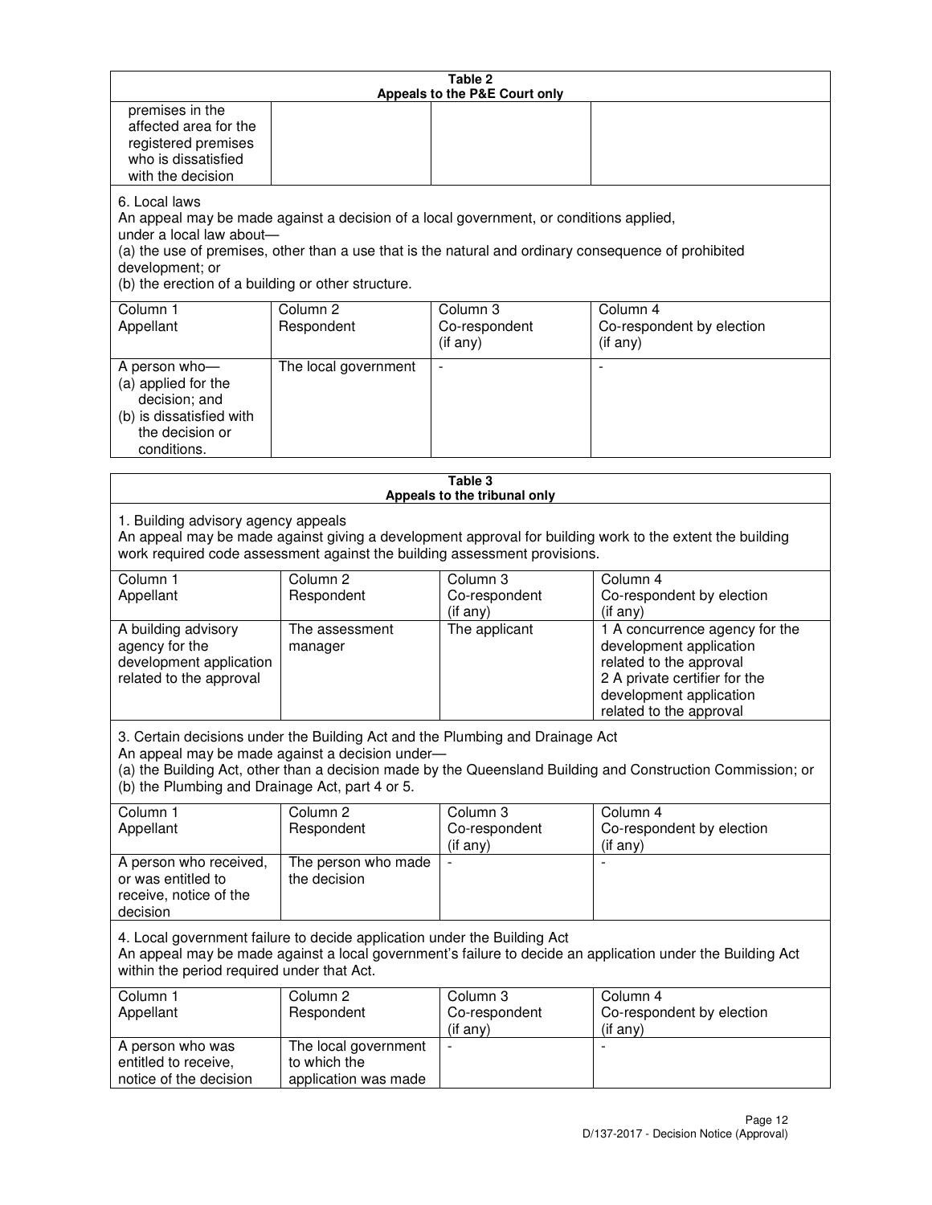| Table 2 Appeals to the P&E Court only | | | |
|---|---|---|---|
| premises in the affected area for the registered premises who is dissatisfied with the decision | | | |
| 6. Local laws<br>An appeal may be made against a decision of a local government, or conditions applied, under a local law about—<br>(a) the use of premises, other than a use that is the natural and ordinary consequence of prohibited development; or<br>(b) the erection of a building or other structure. | | | |
| Column 1<br>Appellant | Column 2<br>Respondent | Column 3<br>Co-respondent<br>(if any) | Column 4<br>Co-respondent by election<br>(if any) |
| A person who—<br>(a) applied for the decision; and<br>(b) is dissatisfied with the decision or conditions. | The local government | - | - |

| Table 3 Appeals to the tribunal only | | | |
|---|---|---|---|
| 1. Building advisory agency appeals<br>An appeal may be made against giving a development approval for building work to the extent the building work required code assessment against the building assessment provisions. | | | |
| Column 1<br>Appellant | Column 2<br>Respondent | Column 3<br>Co-respondent<br>(if any) | Column 4<br>Co-respondent by election<br>(if any) |
| A building advisory agency for the development application related to the approval | The assessment manager | The applicant | 1 A concurrence agency for the development application related to the approval<br>2 A private certifier for the development application related to the approval |
| 3. Certain decisions under the Building Act and the Plumbing and Drainage Act<br>An appeal may be made against a decision under—<br>(a) the Building Act, other than a decision made by the Queensland Building and Construction Commission; or<br>(b) the Plumbing and Drainage Act, part 4 or 5. | | | |
| Column 1<br>Appellant | Column 2<br>Respondent | Column 3<br>Co-respondent<br>(if any) | Column 4<br>Co-respondent by election<br>(if any) |
| A person who received, or was entitled to receive, notice of the decision | The person who made the decision | - | - |
| 4. Local government failure to decide application under the Building Act<br>An appeal may be made against a local government's failure to decide an application under the Building Act within the period required under that Act. | | | |
| Column 1<br>Appellant | Column 2<br>Respondent | Column 3<br>Co-respondent<br>(if any) | Column 4<br>Co-respondent by election<br>(if any) |
| A person who was entitled to receive, notice of the decision | The local government to which the application was made | - | - |

D/137-2017 - Decision Notice (Approval)